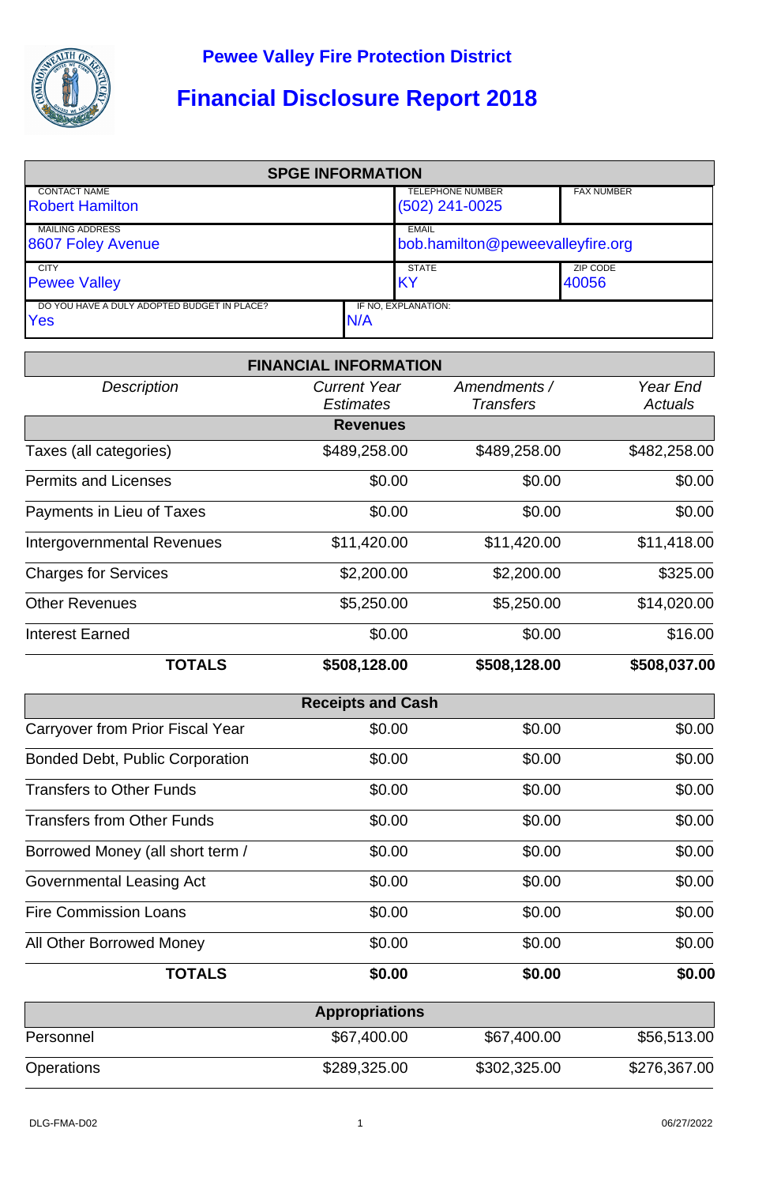# Pewee Valley Fire Protection District

# Financial Disclosure Report 2018

| SPGE INFORMATION | | | |
|---|---|---|---|
| CONTACT NAME<br>Robert Hamilton | | TELEPHONE NUMBER<br>(502) 241-0025 | FAX NUMBER |
| MAILING ADDRESS<br>8607 Foley Avenue | | EMAIL<br>bob.hamilton@peweevalleyfire.org | |
| CITY<br>Pewee Valley | | STATE<br>KY | ZIP CODE<br>40056 |
| DO YOU HAVE A DULY ADOPTED BUDGET IN PLACE?<br>Yes | IF NO, EXPLANATION:<br>N/A | | |

| FINANCIAL INFORMATION | | | |
|---|---|---|---|
| *Description* | *Current Year Estimates* | *Amendments / Transfers* | *Year End Actuals* |
| **Revenues** | | | |
| Taxes (all categories) | $489,258.00 | $489,258.00 | $482,258.00 |
| Permits and Licenses | $0.00 | $0.00 | $0.00 |
| Payments in Lieu of Taxes | $0.00 | $0.00 | $0.00 |
| Intergovernmental Revenues | $11,420.00 | $11,420.00 | $11,418.00 |
| Charges for Services | $2,200.00 | $2,200.00 | $325.00 |
| Other Revenues | $5,250.00 | $5,250.00 | $14,020.00 |
| Interest Earned | $0.00 | $0.00 | $16.00 |
| **TOTALS** | **$508,128.00** | **$508,128.00** | **$508,037.00** |
| **Receipts and Cash** | | | |
| Carryover from Prior Fiscal Year | $0.00 | $0.00 | $0.00 |
| Bonded Debt, Public Corporation | $0.00 | $0.00 | $0.00 |
| Transfers to Other Funds | $0.00 | $0.00 | $0.00 |
| Transfers from Other Funds | $0.00 | $0.00 | $0.00 |
| Borrowed Money (all short term / | $0.00 | $0.00 | $0.00 |
| Governmental Leasing Act | $0.00 | $0.00 | $0.00 |
| Fire Commission Loans | $0.00 | $0.00 | $0.00 |
| All Other Borrowed Money | $0.00 | $0.00 | $0.00 |
| **TOTALS** | **$0.00** | **$0.00** | **$0.00** |
| **Appropriations** | | | |
| Personnel | $67,400.00 | $67,400.00 | $56,513.00 |
| Operations | $289,325.00 | $302,325.00 | $276,367.00 |

DLG-FMA-D02 06/27/2022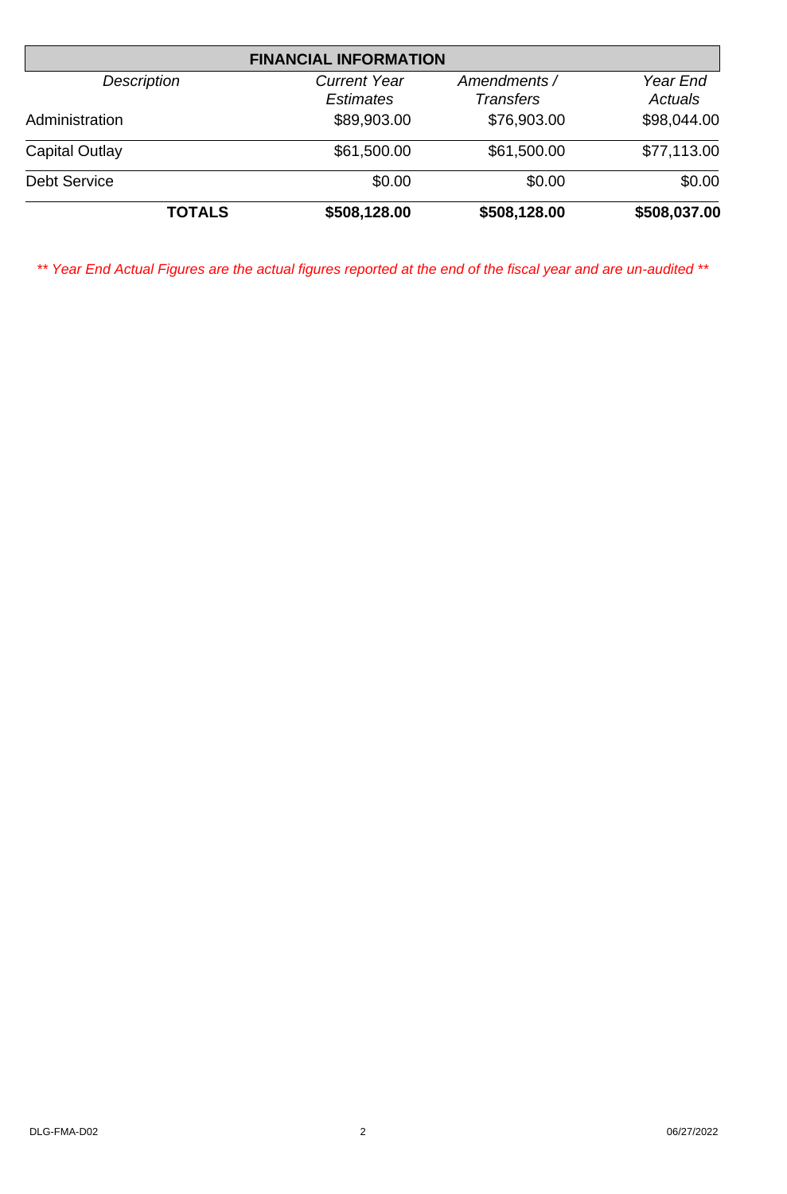| FINANCIAL INFORMATION | | | |
| --- | --- | --- | --- |
| *Description* | *Current Year Estimates* | *Amendments / Transfers* | *Year End Actuals* |
| Administration | $89,903.00 | $76,903.00 | $98,044.00 |
| Capital Outlay | $61,500.00 | $61,500.00 | $77,113.00 |
| Debt Service | $0.00 | $0.00 | $0.00 |
| **TOTALS** | **$508,128.00** | **$508,128.00** | **$508,037.00** |

*** Year End Actual Figures are the actual figures reported at the end of the fiscal year and are un-audited ***

DLG-FMA-D02 06/27/2022